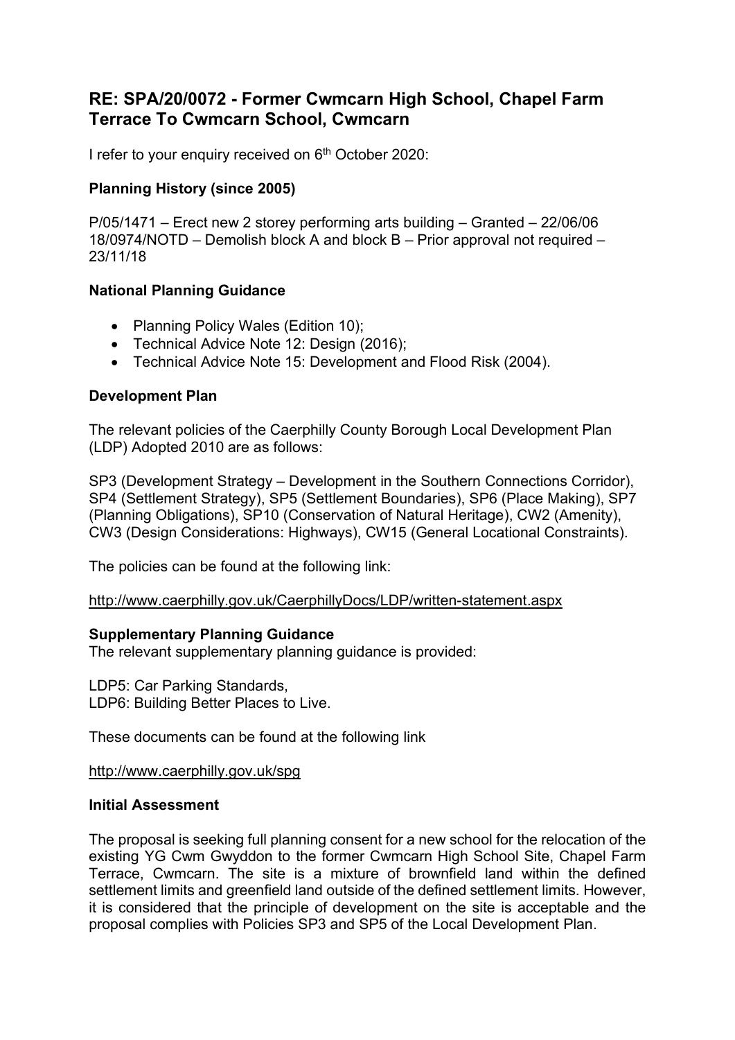# RE: SPA/20/0072 - Former Cwmcarn High School, Chapel Farm Terrace To Cwmcarn School, Cwmcarn

I refer to your enquiry received on 6th October 2020:

**Planning History (since 2005)**

P/05/1471 – Erect new 2 storey performing arts building – Granted – 22/06/06
18/0974/NOTD – Demolish block A and block B – Prior approval not required – 23/11/18

**National Planning Guidance**

- Planning Policy Wales (Edition 10);
- Technical Advice Note 12: Design (2016);
- Technical Advice Note 15: Development and Flood Risk (2004).

**Development Plan**

The relevant policies of the Caerphilly County Borough Local Development Plan (LDP) Adopted 2010 are as follows:

SP3 (Development Strategy – Development in the Southern Connections Corridor), SP4 (Settlement Strategy), SP5 (Settlement Boundaries), SP6 (Place Making), SP7 (Planning Obligations), SP10 (Conservation of Natural Heritage), CW2 (Amenity), CW3 (Design Considerations: Highways), CW15 (General Locational Constraints).

The policies can be found at the following link:

http://www.caerphilly.gov.uk/CaerphillyDocs/LDP/written-statement.aspx

**Supplementary Planning Guidance**
The relevant supplementary planning guidance is provided:

LDP5: Car Parking Standards,
LDP6: Building Better Places to Live.

These documents can be found at the following link

http://www.caerphilly.gov.uk/spg

**Initial Assessment**

The proposal is seeking full planning consent for a new school for the relocation of the existing YG Cwm Gwyddon to the former Cwmcarn High School Site, Chapel Farm Terrace, Cwmcarn. The site is a mixture of brownfield land within the defined settlement limits and greenfield land outside of the defined settlement limits. However, it is considered that the principle of development on the site is acceptable and the proposal complies with Policies SP3 and SP5 of the Local Development Plan.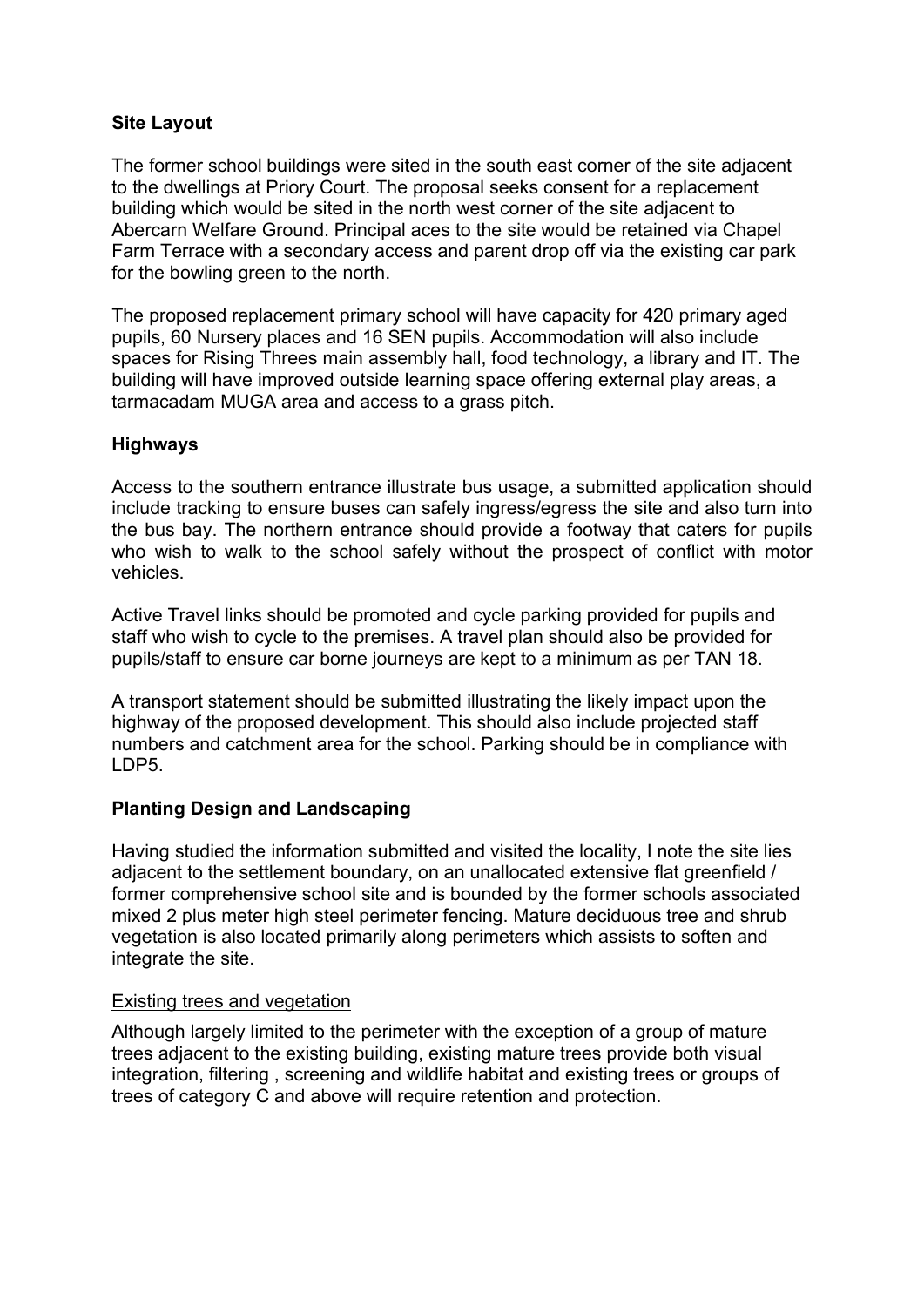## Site Layout

The former school buildings were sited in the south east corner of the site adjacent to the dwellings at Priory Court. The proposal seeks consent for a replacement building which would be sited in the north west corner of the site adjacent to Abercarn Welfare Ground. Principal aces to the site would be retained via Chapel Farm Terrace with a secondary access and parent drop off via the existing car park for the bowling green to the north.

The proposed replacement primary school will have capacity for 420 primary aged pupils, 60 Nursery places and 16 SEN pupils. Accommodation will also include spaces for Rising Threes main assembly hall, food technology, a library and IT. The building will have improved outside learning space offering external play areas, a tarmacadam MUGA area and access to a grass pitch.

## Highways

Access to the southern entrance illustrate bus usage, a submitted application should include tracking to ensure buses can safely ingress/egress the site and also turn into the bus bay. The northern entrance should provide a footway that caters for pupils who wish to walk to the school safely without the prospect of conflict with motor vehicles.

Active Travel links should be promoted and cycle parking provided for pupils and staff who wish to cycle to the premises. A travel plan should also be provided for pupils/staff to ensure car borne journeys are kept to a minimum as per TAN 18.

A transport statement should be submitted illustrating the likely impact upon the highway of the proposed development. This should also include projected staff numbers and catchment area for the school. Parking should be in compliance with LDP5.

## Planting Design and Landscaping

Having studied the information submitted and visited the locality, I note the site lies adjacent to the settlement boundary, on an unallocated extensive flat greenfield / former comprehensive school site and is bounded by the former schools associated mixed 2 plus meter high steel perimeter fencing. Mature deciduous tree and shrub vegetation is also located primarily along perimeters which assists to soften and integrate the site.

### Existing trees and vegetation

Although largely limited to the perimeter with the exception of a group of mature trees adjacent to the existing building, existing mature trees provide both visual integration, filtering , screening and wildlife habitat and existing trees or groups of trees of category C and above will require retention and protection.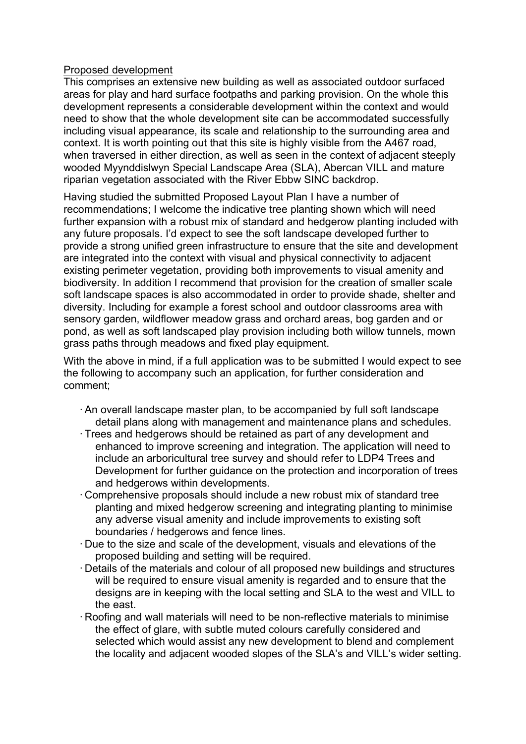Proposed development

This comprises an extensive new building as well as associated outdoor surfaced areas for play and hard surface footpaths and parking provision. On the whole this development represents a considerable development within the context and would need to show that the whole development site can be accommodated successfully including visual appearance, its scale and relationship to the surrounding area and context. It is worth pointing out that this site is highly visible from the A467 road, when traversed in either direction, as well as seen in the context of adjacent steeply wooded Myynddislwyn Special Landscape Area (SLA), Abercan VILL and mature riparian vegetation associated with the River Ebbw SINC backdrop.

Having studied the submitted Proposed Layout Plan I have a number of recommendations; I welcome the indicative tree planting shown which will need further expansion with a robust mix of standard and hedgerow planting included with any future proposals. I'd expect to see the soft landscape developed further to provide a strong unified green infrastructure to ensure that the site and development are integrated into the context with visual and physical connectivity to adjacent existing perimeter vegetation, providing both improvements to visual amenity and biodiversity. In addition I recommend that provision for the creation of smaller scale soft landscape spaces is also accommodated in order to provide shade, shelter and diversity. Including for example a forest school and outdoor classrooms area with sensory garden, wildflower meadow grass and orchard areas, bog garden and or pond, as well as soft landscaped play provision including both willow tunnels, mown grass paths through meadows and fixed play equipment.

With the above in mind, if a full application was to be submitted I would expect to see the following to accompany such an application, for further consideration and comment;

- An overall landscape master plan, to be accompanied by full soft landscape detail plans along with management and maintenance plans and schedules.
- Trees and hedgerows should be retained as part of any development and enhanced to improve screening and integration. The application will need to include an arboricultural tree survey and should refer to LDP4 Trees and Development for further guidance on the protection and incorporation of trees and hedgerows within developments.
- Comprehensive proposals should include a new robust mix of standard tree planting and mixed hedgerow screening and integrating planting to minimise any adverse visual amenity and include improvements to existing soft boundaries / hedgerows and fence lines.
- Due to the size and scale of the development, visuals and elevations of the proposed building and setting will be required.
- Details of the materials and colour of all proposed new buildings and structures will be required to ensure visual amenity is regarded and to ensure that the designs are in keeping with the local setting and SLA to the west and VILL to the east.
- Roofing and wall materials will need to be non-reflective materials to minimise the effect of glare, with subtle muted colours carefully considered and selected which would assist any new development to blend and complement the locality and adjacent wooded slopes of the SLA's and VILL's wider setting.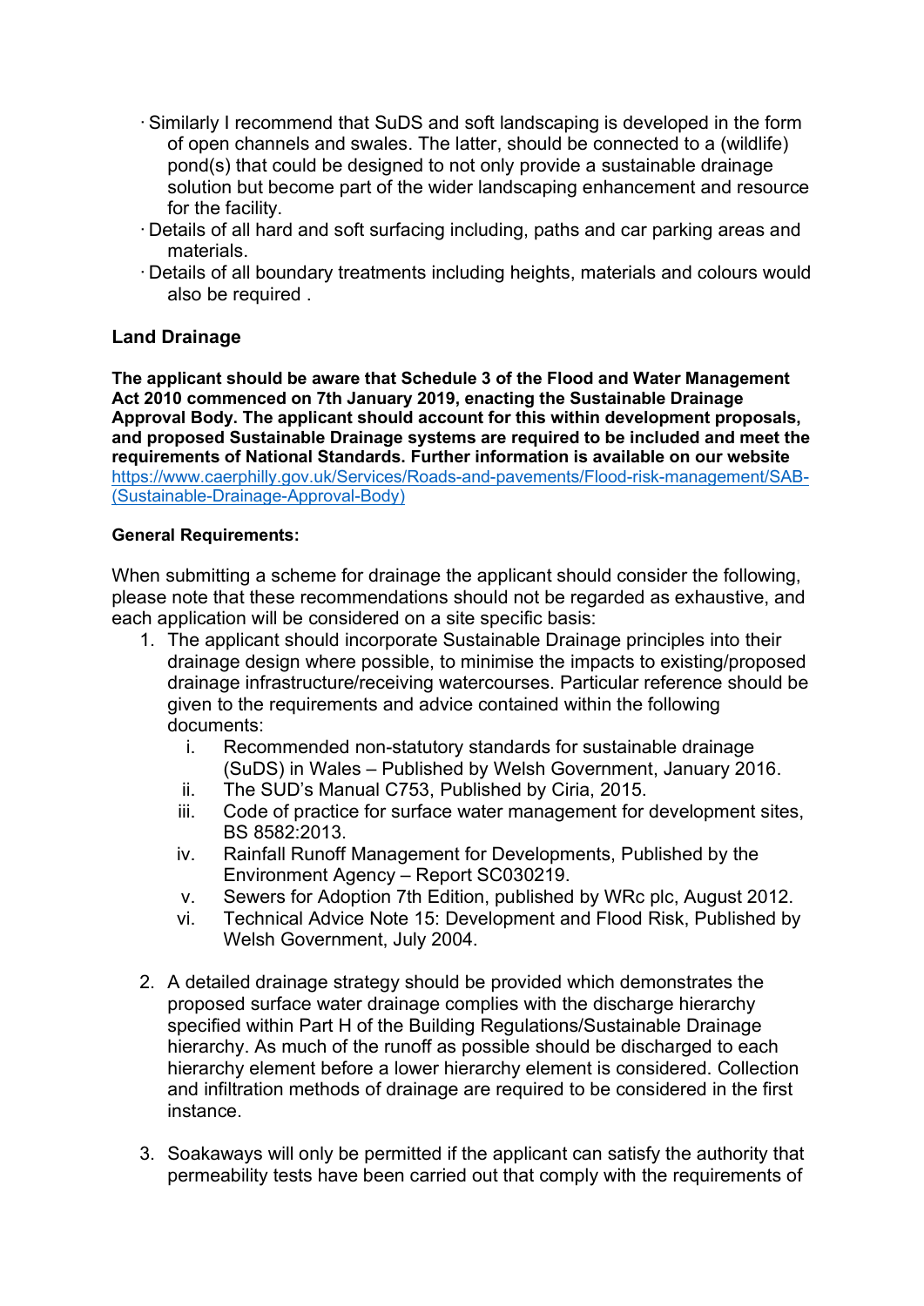- Similarly I recommend that SuDS and soft landscaping is developed in the form of open channels and swales. The latter, should be connected to a (wildlife) pond(s) that could be designed to not only provide a sustainable drainage solution but become part of the wider landscaping enhancement and resource for the facility.
- Details of all hard and soft surfacing including, paths and car parking areas and materials.
- Details of all boundary treatments including heights, materials and colours would also be required .

### Land Drainage

**The applicant should be aware that Schedule 3 of the Flood and Water Management Act 2010 commenced on 7th January 2019, enacting the Sustainable Drainage Approval Body. The applicant should account for this within development proposals, and proposed Sustainable Drainage systems are required to be included and meet the requirements of National Standards. Further information is available on our website** [https://www.caerphilly.gov.uk/Services/Roads-and-pavements/Flood-risk-management/SAB-(Sustainable-Drainage-Approval-Body)](https://www.caerphilly.gov.uk/Services/Roads-and-pavements/Flood-risk-management/SAB-(Sustainable-Drainage-Approval-Body))

**General Requirements:**

When submitting a scheme for drainage the applicant should consider the following, please note that these recommendations should not be regarded as exhaustive, and each application will be considered on a site specific basis:

1. The applicant should incorporate Sustainable Drainage principles into their drainage design where possible, to minimise the impacts to existing/proposed drainage infrastructure/receiving watercourses. Particular reference should be given to the requirements and advice contained within the following documents:
   i. Recommended non-statutory standards for sustainable drainage (SuDS) in Wales – Published by Welsh Government, January 2016.
   ii. The SUD's Manual C753, Published by Ciria, 2015.
   iii. Code of practice for surface water management for development sites, BS 8582:2013.
   iv. Rainfall Runoff Management for Developments, Published by the Environment Agency – Report SC030219.
   v. Sewers for Adoption 7th Edition, published by WRc plc, August 2012.
   vi. Technical Advice Note 15: Development and Flood Risk, Published by Welsh Government, July 2004.

2. A detailed drainage strategy should be provided which demonstrates the proposed surface water drainage complies with the discharge hierarchy specified within Part H of the Building Regulations/Sustainable Drainage hierarchy. As much of the runoff as possible should be discharged to each hierarchy element before a lower hierarchy element is considered. Collection and infiltration methods of drainage are required to be considered in the first instance.

3. Soakaways will only be permitted if the applicant can satisfy the authority that permeability tests have been carried out that comply with the requirements of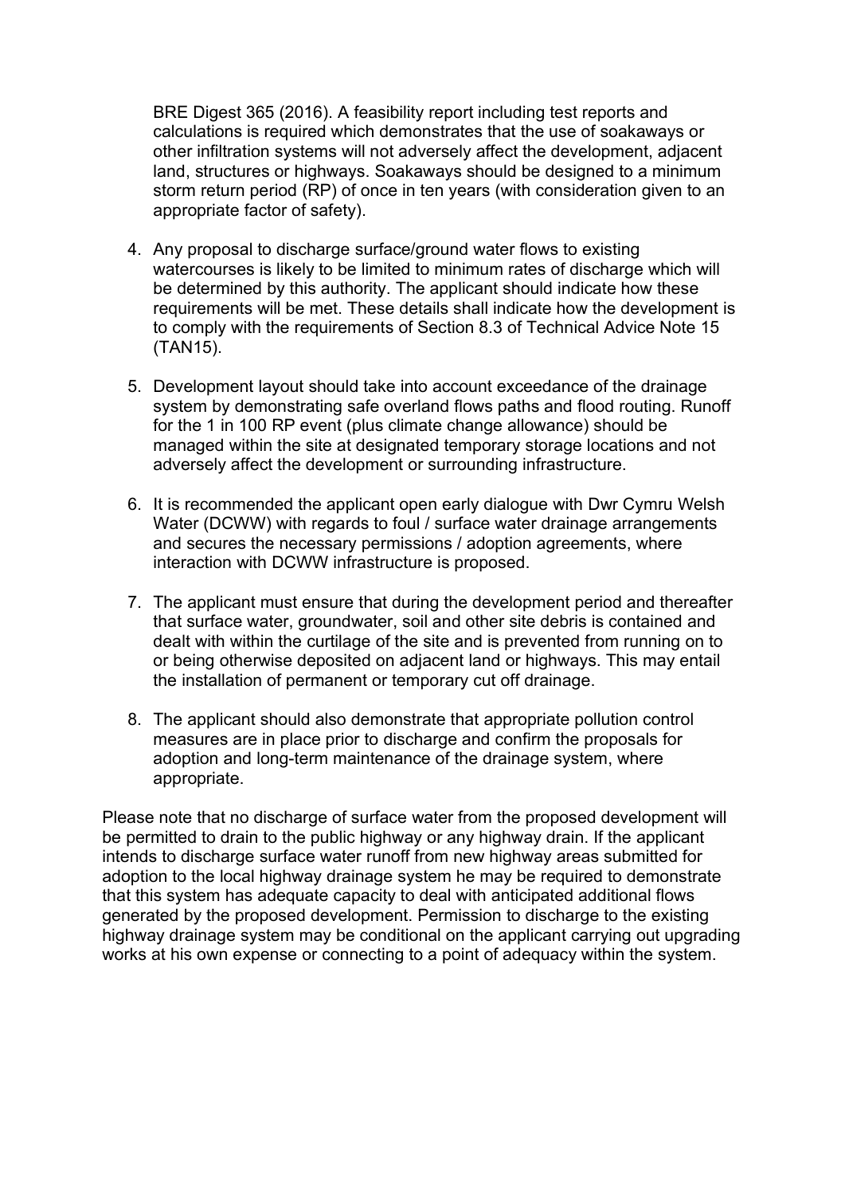BRE Digest 365 (2016). A feasibility report including test reports and calculations is required which demonstrates that the use of soakaways or other infiltration systems will not adversely affect the development, adjacent land, structures or highways. Soakaways should be designed to a minimum storm return period (RP) of once in ten years (with consideration given to an appropriate factor of safety).

4. Any proposal to discharge surface/ground water flows to existing watercourses is likely to be limited to minimum rates of discharge which will be determined by this authority. The applicant should indicate how these requirements will be met. These details shall indicate how the development is to comply with the requirements of Section 8.3 of Technical Advice Note 15 (TAN15).

5. Development layout should take into account exceedance of the drainage system by demonstrating safe overland flows paths and flood routing. Runoff for the 1 in 100 RP event (plus climate change allowance) should be managed within the site at designated temporary storage locations and not adversely affect the development or surrounding infrastructure.

6. It is recommended the applicant open early dialogue with Dwr Cymru Welsh Water (DCWW) with regards to foul / surface water drainage arrangements and secures the necessary permissions / adoption agreements, where interaction with DCWW infrastructure is proposed.

7. The applicant must ensure that during the development period and thereafter that surface water, groundwater, soil and other site debris is contained and dealt with within the curtilage of the site and is prevented from running on to or being otherwise deposited on adjacent land or highways. This may entail the installation of permanent or temporary cut off drainage.

8. The applicant should also demonstrate that appropriate pollution control measures are in place prior to discharge and confirm the proposals for adoption and long-term maintenance of the drainage system, where appropriate.

Please note that no discharge of surface water from the proposed development will be permitted to drain to the public highway or any highway drain. If the applicant intends to discharge surface water runoff from new highway areas submitted for adoption to the local highway drainage system he may be required to demonstrate that this system has adequate capacity to deal with anticipated additional flows generated by the proposed development. Permission to discharge to the existing highway drainage system may be conditional on the applicant carrying out upgrading works at his own expense or connecting to a point of adequacy within the system.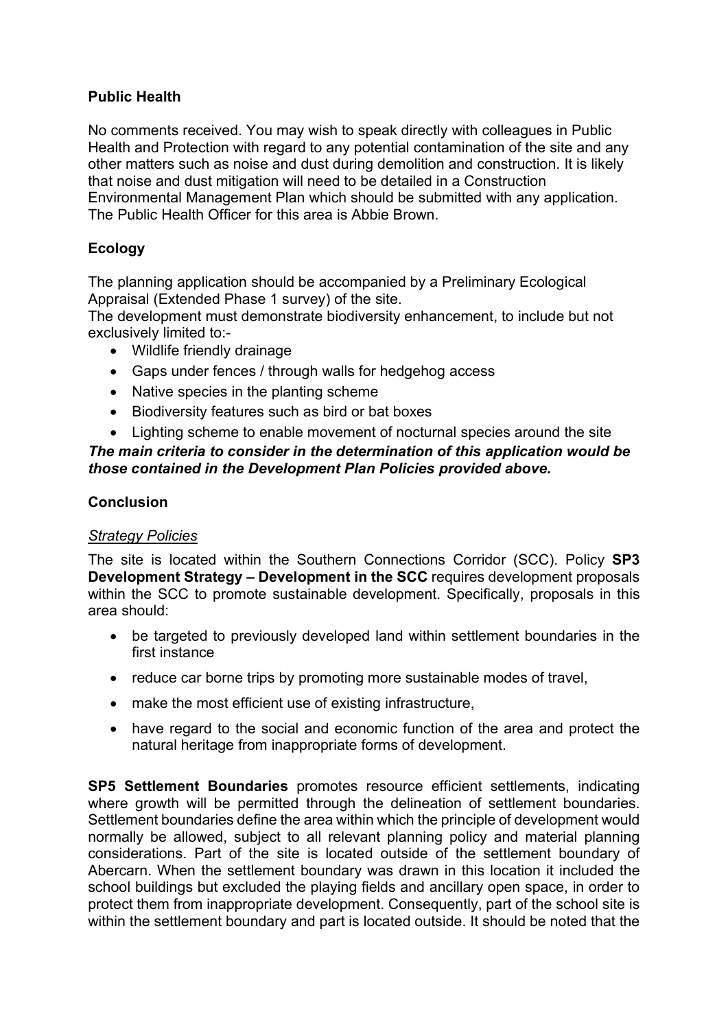**Public Health**

No comments received. You may wish to speak directly with colleagues in Public Health and Protection with regard to any potential contamination of the site and any other matters such as noise and dust during demolition and construction. It is likely that noise and dust mitigation will need to be detailed in a Construction Environmental Management Plan which should be submitted with any application. The Public Health Officer for this area is Abbie Brown.

**Ecology**

The planning application should be accompanied by a Preliminary Ecological Appraisal (Extended Phase 1 survey) of the site.
The development must demonstrate biodiversity enhancement, to include but not exclusively limited to:-

- Wildlife friendly drainage
- Gaps under fences / through walls for hedgehog access
- Native species in the planting scheme
- Biodiversity features such as bird or bat boxes
- Lighting scheme to enable movement of nocturnal species around the site

***The main criteria to consider in the determination of this application would be those contained in the Development Plan Policies provided above.***

**Conclusion**

*Strategy Policies*

The site is located within the Southern Connections Corridor (SCC). Policy **SP3 Development Strategy – Development in the SCC** requires development proposals within the SCC to promote sustainable development. Specifically, proposals in this area should:

- be targeted to previously developed land within settlement boundaries in the first instance
- reduce car borne trips by promoting more sustainable modes of travel,
- make the most efficient use of existing infrastructure,
- have regard to the social and economic function of the area and protect the natural heritage from inappropriate forms of development.

**SP5 Settlement Boundaries** promotes resource efficient settlements, indicating where growth will be permitted through the delineation of settlement boundaries. Settlement boundaries define the area within which the principle of development would normally be allowed, subject to all relevant planning policy and material planning considerations. Part of the site is located outside of the settlement boundary of Abercarn. When the settlement boundary was drawn in this location it included the school buildings but excluded the playing fields and ancillary open space, in order to protect them from inappropriate development. Consequently, part of the school site is within the settlement boundary and part is located outside. It should be noted that the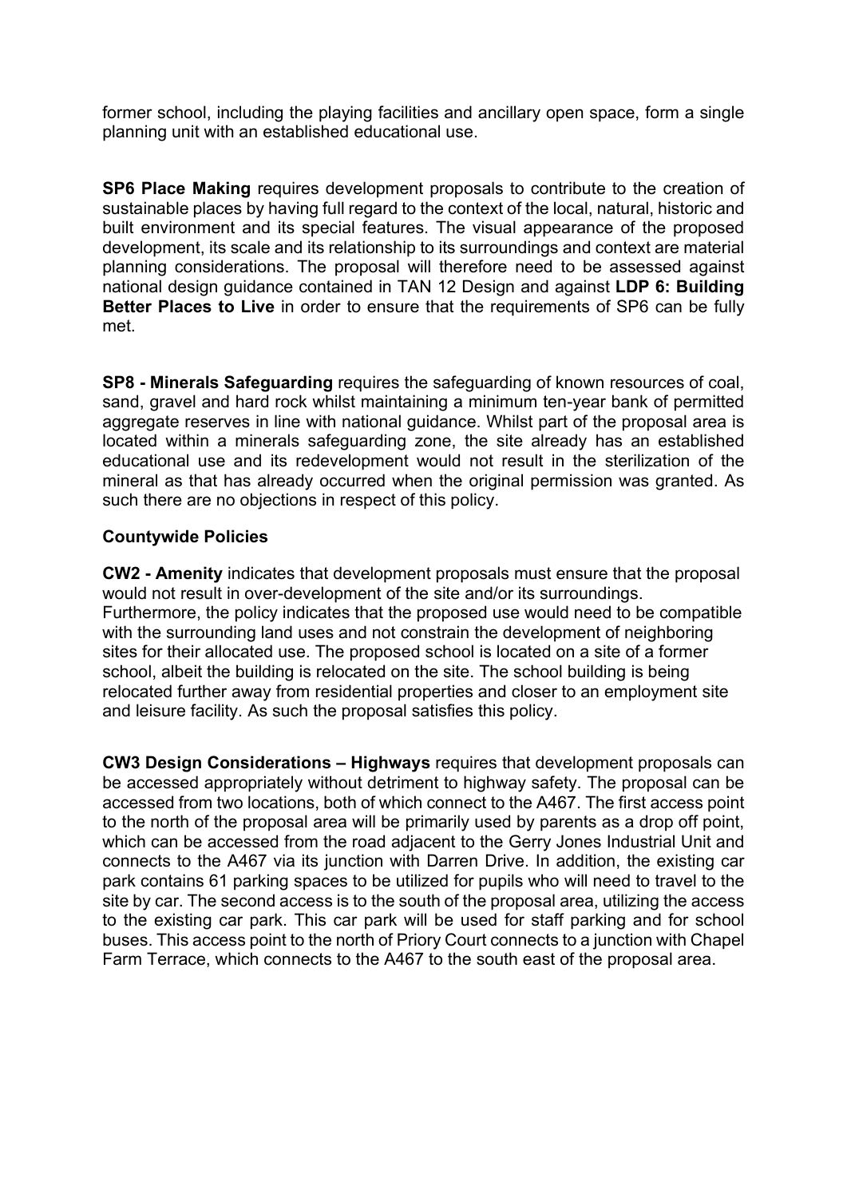former school, including the playing facilities and ancillary open space, form a single planning unit with an established educational use.

**SP6 Place Making** requires development proposals to contribute to the creation of sustainable places by having full regard to the context of the local, natural, historic and built environment and its special features. The visual appearance of the proposed development, its scale and its relationship to its surroundings and context are material planning considerations. The proposal will therefore need to be assessed against national design guidance contained in TAN 12 Design and against **LDP 6: Building Better Places to Live** in order to ensure that the requirements of SP6 can be fully met.

**SP8 - Minerals Safeguarding** requires the safeguarding of known resources of coal, sand, gravel and hard rock whilst maintaining a minimum ten-year bank of permitted aggregate reserves in line with national guidance. Whilst part of the proposal area is located within a minerals safeguarding zone, the site already has an established educational use and its redevelopment would not result in the sterilization of the mineral as that has already occurred when the original permission was granted. As such there are no objections in respect of this policy.

**Countywide Policies**

**CW2 - Amenity** indicates that development proposals must ensure that the proposal would not result in over-development of the site and/or its surroundings. Furthermore, the policy indicates that the proposed use would need to be compatible with the surrounding land uses and not constrain the development of neighboring sites for their allocated use. The proposed school is located on a site of a former school, albeit the building is relocated on the site. The school building is being relocated further away from residential properties and closer to an employment site and leisure facility. As such the proposal satisfies this policy.

**CW3 Design Considerations – Highways** requires that development proposals can be accessed appropriately without detriment to highway safety. The proposal can be accessed from two locations, both of which connect to the A467. The first access point to the north of the proposal area will be primarily used by parents as a drop off point, which can be accessed from the road adjacent to the Gerry Jones Industrial Unit and connects to the A467 via its junction with Darren Drive. In addition, the existing car park contains 61 parking spaces to be utilized for pupils who will need to travel to the site by car. The second access is to the south of the proposal area, utilizing the access to the existing car park. This car park will be used for staff parking and for school buses. This access point to the north of Priory Court connects to a junction with Chapel Farm Terrace, which connects to the A467 to the south east of the proposal area.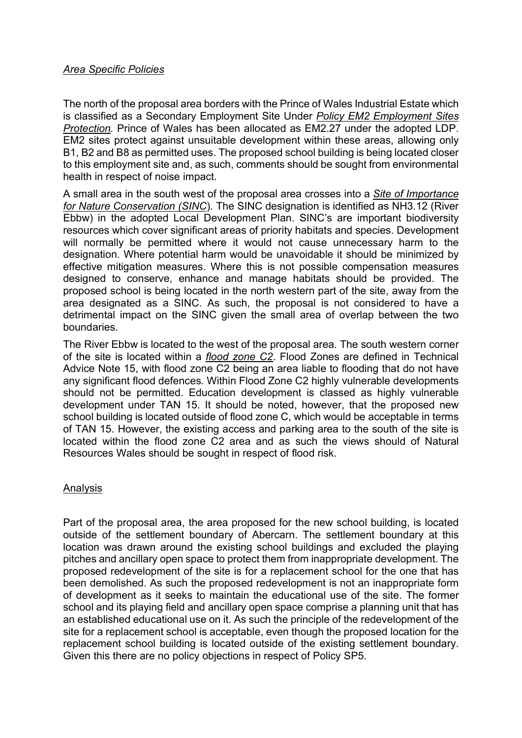*Area Specific Policies*

The north of the proposal area borders with the Prince of Wales Industrial Estate which is classified as a Secondary Employment Site Under *Policy EM2 Employment Sites Protection.* Prince of Wales has been allocated as EM2.27 under the adopted LDP. EM2 sites protect against unsuitable development within these areas, allowing only B1, B2 and B8 as permitted uses. The proposed school building is being located closer to this employment site and, as such, comments should be sought from environmental health in respect of noise impact.

A small area in the south west of the proposal area crosses into a *Site of Importance for Nature Conservation (SINC)*. The SINC designation is identified as NH3.12 (River Ebbw) in the adopted Local Development Plan. SINC's are important biodiversity resources which cover significant areas of priority habitats and species. Development will normally be permitted where it would not cause unnecessary harm to the designation. Where potential harm would be unavoidable it should be minimized by effective mitigation measures. Where this is not possible compensation measures designed to conserve, enhance and manage habitats should be provided. The proposed school is being located in the north western part of the site, away from the area designated as a SINC. As such, the proposal is not considered to have a detrimental impact on the SINC given the small area of overlap between the two boundaries.

The River Ebbw is located to the west of the proposal area. The south western corner of the site is located within a *flood zone C2*. Flood Zones are defined in Technical Advice Note 15, with flood zone C2 being an area liable to flooding that do not have any significant flood defences. Within Flood Zone C2 highly vulnerable developments should not be permitted. Education development is classed as highly vulnerable development under TAN 15. It should be noted, however, that the proposed new school building is located outside of flood zone C, which would be acceptable in terms of TAN 15. However, the existing access and parking area to the south of the site is located within the flood zone C2 area and as such the views should of Natural Resources Wales should be sought in respect of flood risk.

Analysis

Part of the proposal area, the area proposed for the new school building, is located outside of the settlement boundary of Abercarn. The settlement boundary at this location was drawn around the existing school buildings and excluded the playing pitches and ancillary open space to protect them from inappropriate development. The proposed redevelopment of the site is for a replacement school for the one that has been demolished. As such the proposed redevelopment is not an inappropriate form of development as it seeks to maintain the educational use of the site. The former school and its playing field and ancillary open space comprise a planning unit that has an established educational use on it. As such the principle of the redevelopment of the site for a replacement school is acceptable, even though the proposed location for the replacement school building is located outside of the existing settlement boundary. Given this there are no policy objections in respect of Policy SP5.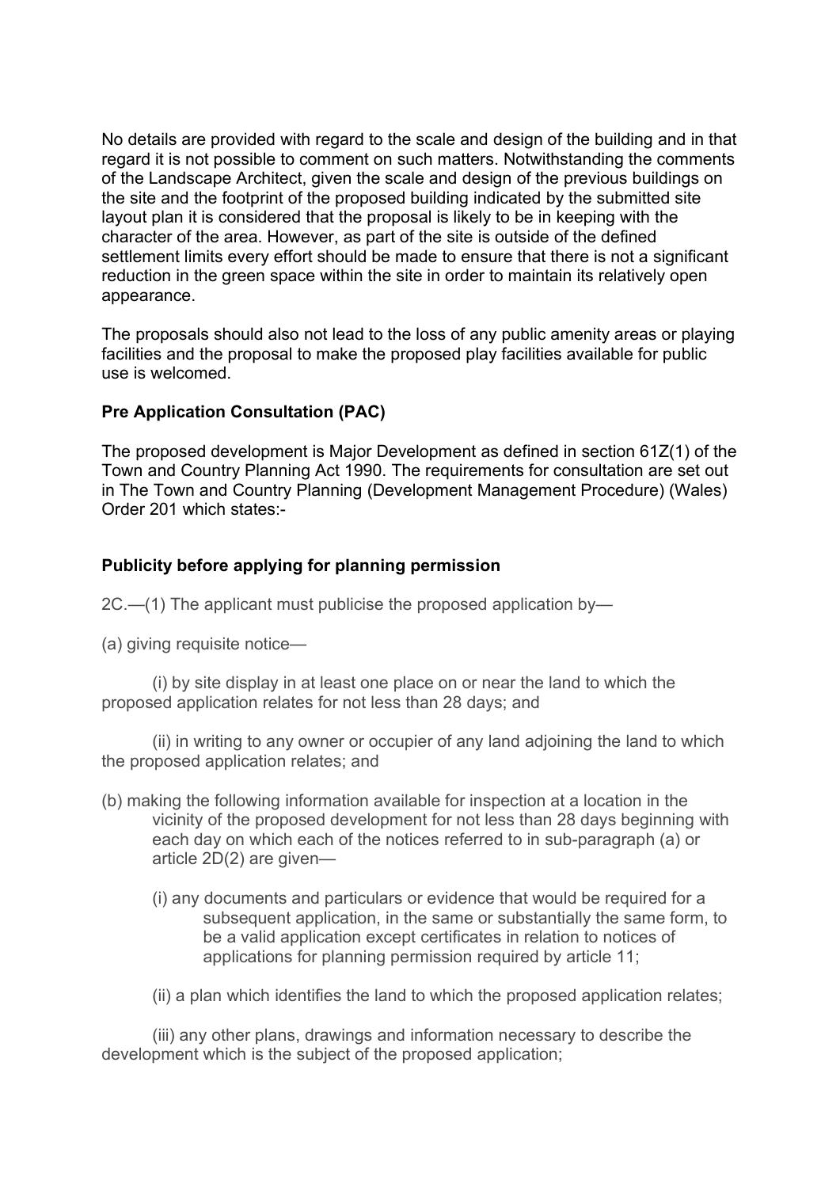No details are provided with regard to the scale and design of the building and in that regard it is not possible to comment on such matters. Notwithstanding the comments of the Landscape Architect, given the scale and design of the previous buildings on the site and the footprint of the proposed building indicated by the submitted site layout plan it is considered that the proposal is likely to be in keeping with the character of the area. However, as part of the site is outside of the defined settlement limits every effort should be made to ensure that there is not a significant reduction in the green space within the site in order to maintain its relatively open appearance.

The proposals should also not lead to the loss of any public amenity areas or playing facilities and the proposal to make the proposed play facilities available for public use is welcomed.

**Pre Application Consultation (PAC)**

The proposed development is Major Development as defined in section 61Z(1) of the Town and Country Planning Act 1990. The requirements for consultation are set out in The Town and Country Planning (Development Management Procedure) (Wales) Order 201 which states:-

**Publicity before applying for planning permission**

2C.—(1) The applicant must publicise the proposed application by—

(a) giving requisite notice—

(i) by site display in at least one place on or near the land to which the proposed application relates for not less than 28 days; and

(ii) in writing to any owner or occupier of any land adjoining the land to which the proposed application relates; and

(b) making the following information available for inspection at a location in the vicinity of the proposed development for not less than 28 days beginning with each day on which each of the notices referred to in sub-paragraph (a) or article 2D(2) are given—

(i) any documents and particulars or evidence that would be required for a subsequent application, in the same or substantially the same form, to be a valid application except certificates in relation to notices of applications for planning permission required by article 11;

(ii) a plan which identifies the land to which the proposed application relates;

(iii) any other plans, drawings and information necessary to describe the development which is the subject of the proposed application;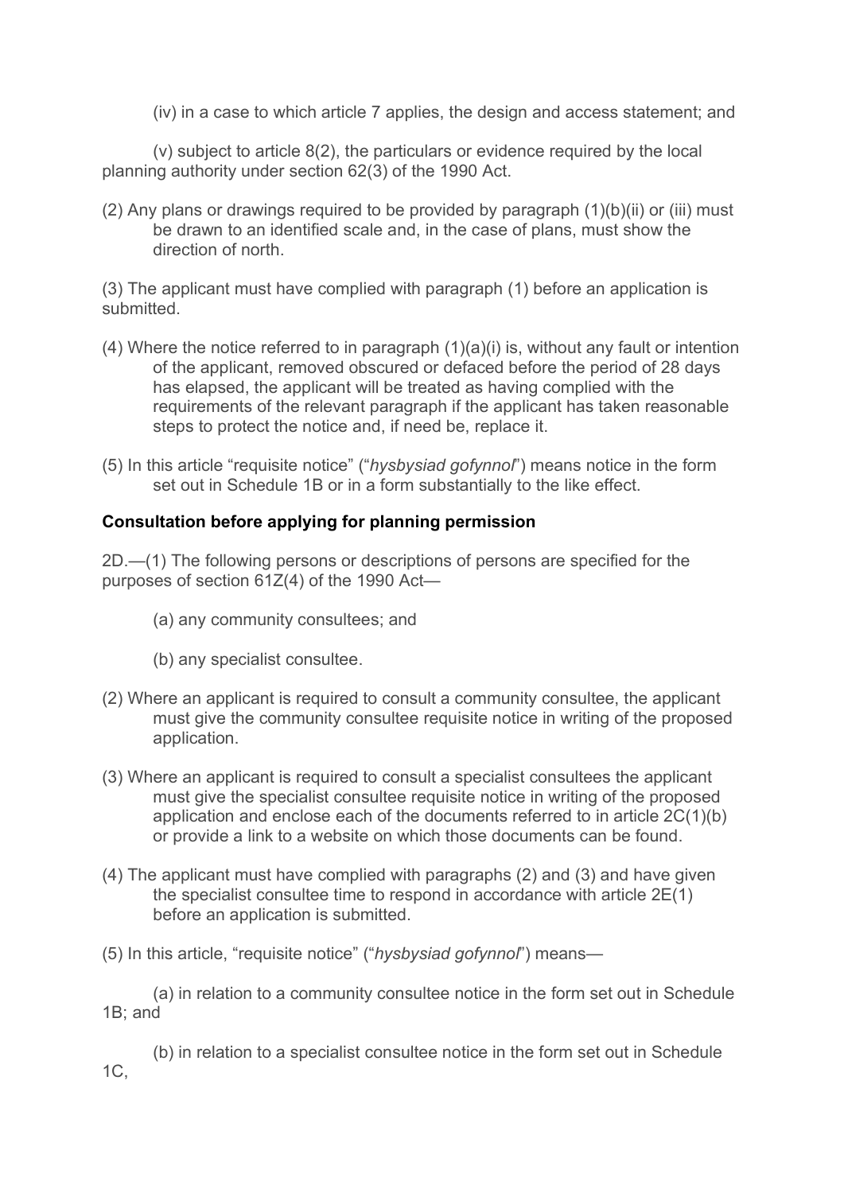(iv) in a case to which article 7 applies, the design and access statement; and

(v) subject to article 8(2), the particulars or evidence required by the local planning authority under section 62(3) of the 1990 Act.

(2) Any plans or drawings required to be provided by paragraph (1)(b)(ii) or (iii) must be drawn to an identified scale and, in the case of plans, must show the direction of north.

(3) The applicant must have complied with paragraph (1) before an application is submitted.

(4) Where the notice referred to in paragraph (1)(a)(i) is, without any fault or intention of the applicant, removed obscured or defaced before the period of 28 days has elapsed, the applicant will be treated as having complied with the requirements of the relevant paragraph if the applicant has taken reasonable steps to protect the notice and, if need be, replace it.

(5) In this article "requisite notice" ("*hysbysiad gofynnol*") means notice in the form set out in Schedule 1B or in a form substantially to the like effect.

**Consultation before applying for planning permission**

2D.—(1) The following persons or descriptions of persons are specified for the purposes of section 61Z(4) of the 1990 Act—

(a) any community consultees; and

(b) any specialist consultee.

(2) Where an applicant is required to consult a community consultee, the applicant must give the community consultee requisite notice in writing of the proposed application.

(3) Where an applicant is required to consult a specialist consultees the applicant must give the specialist consultee requisite notice in writing of the proposed application and enclose each of the documents referred to in article 2C(1)(b) or provide a link to a website on which those documents can be found.

(4) The applicant must have complied with paragraphs (2) and (3) and have given the specialist consultee time to respond in accordance with article 2E(1) before an application is submitted.

(5) In this article, "requisite notice" ("*hysbysiad gofynnol*") means—

(a) in relation to a community consultee notice in the form set out in Schedule 1B; and

(b) in relation to a specialist consultee notice in the form set out in Schedule 1C,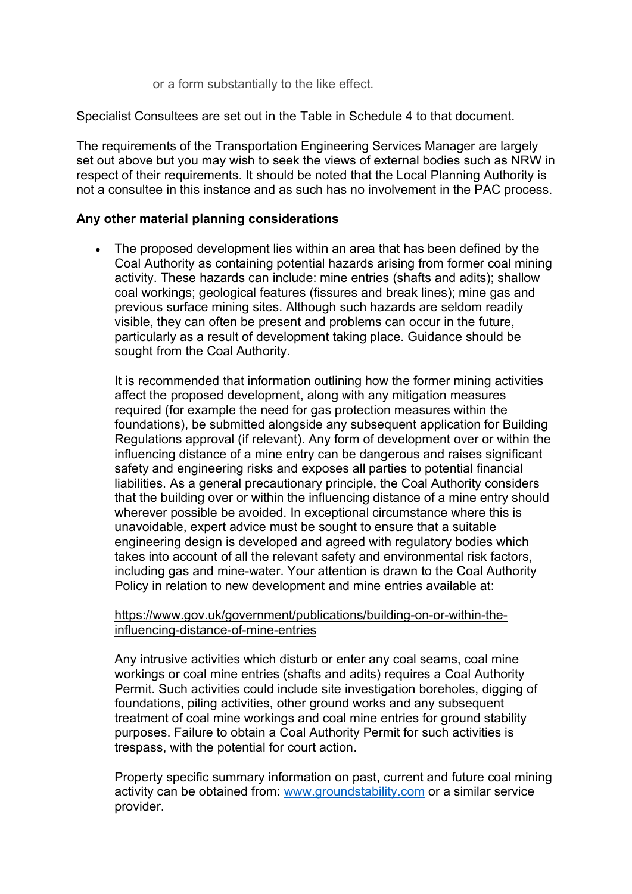or a form substantially to the like effect.

Specialist Consultees are set out in the Table in Schedule 4 to that document.

The requirements of the Transportation Engineering Services Manager are largely set out above but you may wish to seek the views of external bodies such as NRW in respect of their requirements. It should be noted that the Local Planning Authority is not a consultee in this instance and as such has no involvement in the PAC process.

**Any other material planning considerations**

- The proposed development lies within an area that has been defined by the Coal Authority as containing potential hazards arising from former coal mining activity. These hazards can include: mine entries (shafts and adits); shallow coal workings; geological features (fissures and break lines); mine gas and previous surface mining sites. Although such hazards are seldom readily visible, they can often be present and problems can occur in the future, particularly as a result of development taking place. Guidance should be sought from the Coal Authority.

  It is recommended that information outlining how the former mining activities affect the proposed development, along with any mitigation measures required (for example the need for gas protection measures within the foundations), be submitted alongside any subsequent application for Building Regulations approval (if relevant). Any form of development over or within the influencing distance of a mine entry can be dangerous and raises significant safety and engineering risks and exposes all parties to potential financial liabilities. As a general precautionary principle, the Coal Authority considers that the building over or within the influencing distance of a mine entry should wherever possible be avoided. In exceptional circumstance where this is unavoidable, expert advice must be sought to ensure that a suitable engineering design is developed and agreed with regulatory bodies which takes into account of all the relevant safety and environmental risk factors, including gas and mine-water. Your attention is drawn to the Coal Authority Policy in relation to new development and mine entries available at:

  https://www.gov.uk/government/publications/building-on-or-within-the-influencing-distance-of-mine-entries

  Any intrusive activities which disturb or enter any coal seams, coal mine workings or coal mine entries (shafts and adits) requires a Coal Authority Permit. Such activities could include site investigation boreholes, digging of foundations, piling activities, other ground works and any subsequent treatment of coal mine workings and coal mine entries for ground stability purposes. Failure to obtain a Coal Authority Permit for such activities is trespass, with the potential for court action.

  Property specific summary information on past, current and future coal mining activity can be obtained from: www.groundstability.com or a similar service provider.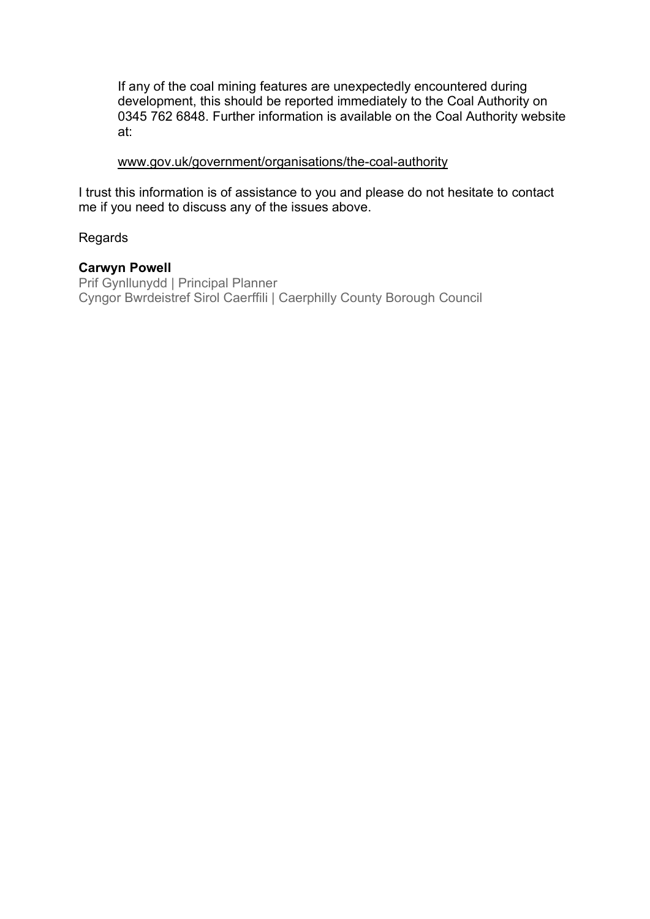If any of the coal mining features are unexpectedly encountered during development, this should be reported immediately to the Coal Authority on 0345 762 6848. Further information is available on the Coal Authority website at:

www.gov.uk/government/organisations/the-coal-authority

I trust this information is of assistance to you and please do not hesitate to contact me if you need to discuss any of the issues above.

Regards

**Carwyn Powell**
Prif Gynllunydd | Principal Planner
Cyngor Bwrdeistref Sirol Caerffili | Caerphilly County Borough Council